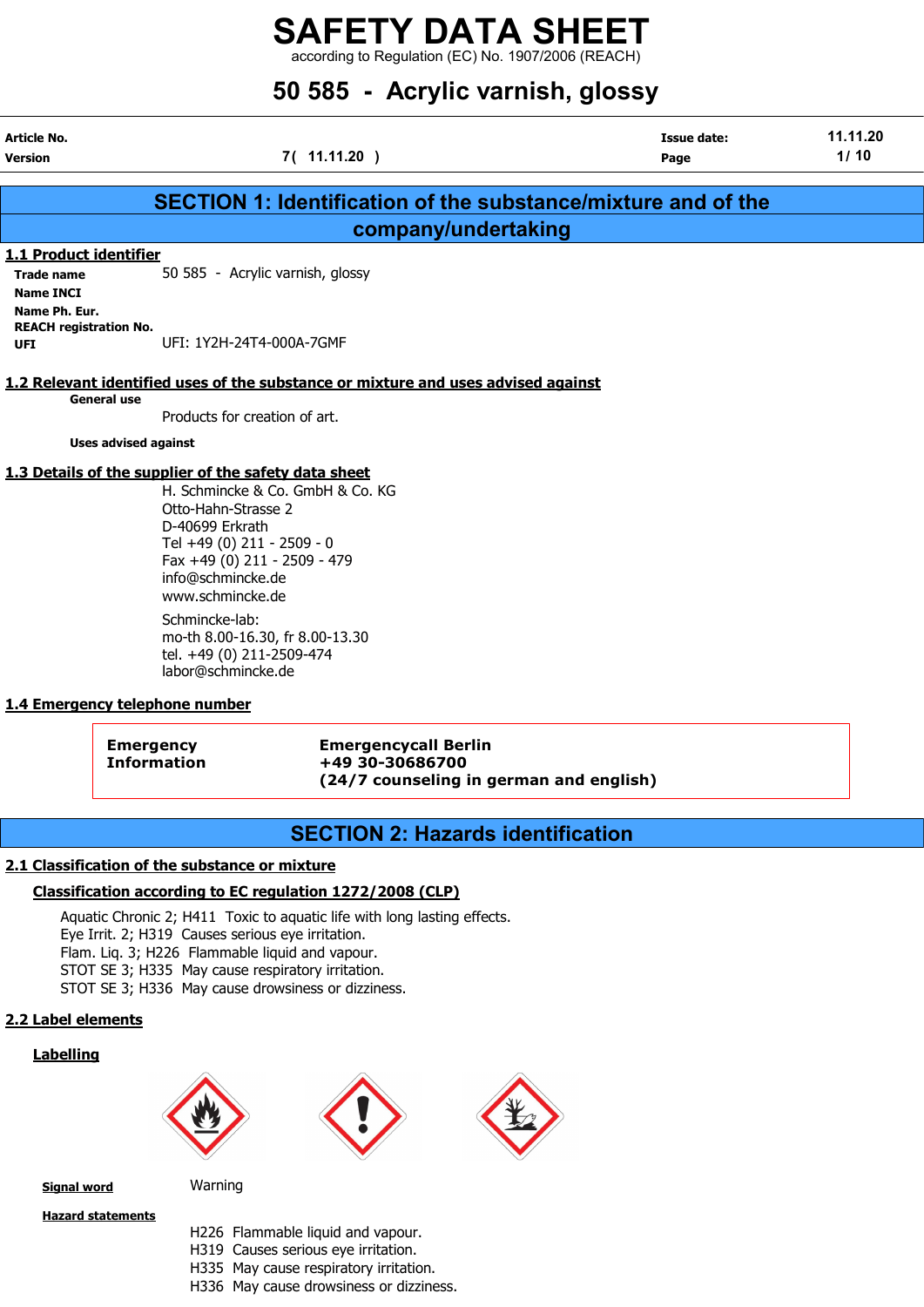# SAFETY DATA SHEET

according to Regulation (EC) No. 1907/2006 (REACH)

## 50 585 - Acrylic varnish, glossy

| Article No. | | Issue date: | 11.11.20 |
|---|---|---|---|
| Version | 7( 11.11.20 ) | Page | 1/ 10 |

## SECTION 1: Identification of the substance/mixture and of the company/undertaking

### 1.1 Product identifier

**Trade name** 50 585 - Acrylic varnish, glossy
**Name INCI**
**Name Ph. Eur.**
**REACH registration No.**
**UFI** UFI: 1Y2H-24T4-000A-7GMF

### 1.2 Relevant identified uses of the substance or mixture and uses advised against

**General use**

Products for creation of art.

**Uses advised against**

### 1.3 Details of the supplier of the safety data sheet

H. Schmincke & Co. GmbH & Co. KG
Otto-Hahn-Strasse 2
D-40699 Erkrath
Tel +49 (0) 211 - 2509 - 0
Fax +49 (0) 211 - 2509 - 479
info@schmincke.de
www.schmincke.de

Schmincke-lab:
mo-th 8.00-16.30, fr 8.00-13.30
tel. +49 (0) 211-2509-474
labor@schmincke.de

### 1.4 Emergency telephone number

| Emergency Information | Emergencycall Berlin<br>+49 30-30686700<br>(24/7 counseling in german and english) |
|---|---|

## SECTION 2: Hazards identification

### 2.1 Classification of the substance or mixture

#### Classification according to EC regulation 1272/2008 (CLP)

Aquatic Chronic 2; H411 Toxic to aquatic life with long lasting effects.
Eye Irrit. 2; H319 Causes serious eye irritation.
Flam. Liq. 3; H226 Flammable liquid and vapour.
STOT SE 3; H335 May cause respiratory irritation.
STOT SE 3; H336 May cause drowsiness or dizziness.

### 2.2 Label elements

#### Labelling

**Signal word** Warning

**Hazard statements**

H226 Flammable liquid and vapour.
H319 Causes serious eye irritation.
H335 May cause respiratory irritation.
H336 May cause drowsiness or dizziness.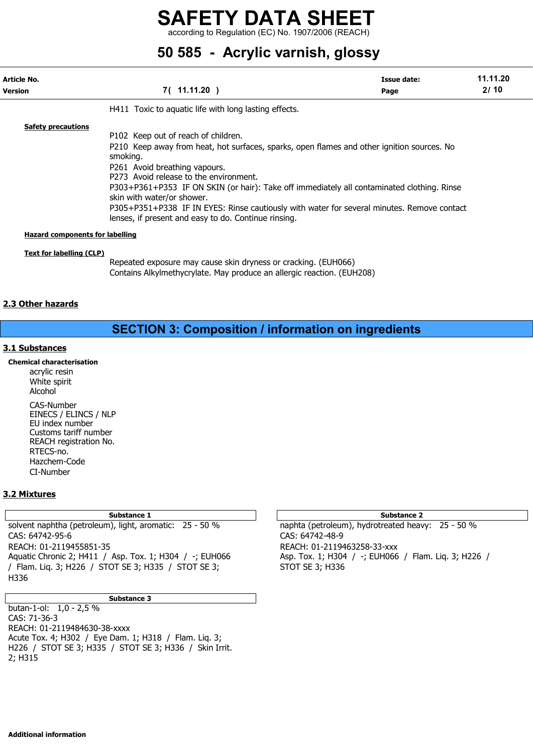H411 Toxic to aquatic life with long lasting effects.

**Safety precautions**

P102 Keep out of reach of children.
P210 Keep away from heat, hot surfaces, sparks, open flames and other ignition sources. No smoking.
P261 Avoid breathing vapours.
P273 Avoid release to the environment.
P303+P361+P353 IF ON SKIN (or hair): Take off immediately all contaminated clothing. Rinse skin with water/or shower.
P305+P351+P338 IF IN EYES: Rinse cautiously with water for several minutes. Remove contact lenses, if present and easy to do. Continue rinsing.

**Hazard components for labelling**

**Text for labelling (CLP)**

Repeated exposure may cause skin dryness or cracking. (EUH066)
Contains Alkylmethycrylate. May produce an allergic reaction. (EUH208)

## 2.3 Other hazards

# SECTION 3: Composition / information on ingredients

## 3.1 Substances

**Chemical characterisation**

acrylic resin
White spirit
Alcohol

CAS-Number
EINECS / ELINCS / NLP
EU index number
Customs tariff number
REACH registration No.
RTECS-no.
Hazchem-Code
CI-Number

## 3.2 Mixtures

**Substance 1**

solvent naphtha (petroleum), light, aromatic: 25 - 50 %
CAS: 64742-95-6
REACH: 01-2119455851-35
Aquatic Chronic 2; H411 / Asp. Tox. 1; H304 / -; EUH066 / Flam. Liq. 3; H226 / STOT SE 3; H335 / STOT SE 3; H336

**Substance 2**

naphta (petroleum), hydrotreated heavy: 25 - 50 %
CAS: 64742-48-9
REACH: 01-2119463258-33-xxx
Asp. Tox. 1; H304 / -; EUH066 / Flam. Liq. 3; H226 / STOT SE 3; H336

**Substance 3**

butan-1-ol: 1,0 - 2,5 %
CAS: 71-36-3
REACH: 01-2119484630-38-xxxx
Acute Tox. 4; H302 / Eye Dam. 1; H318 / Flam. Liq. 3; H226 / STOT SE 3; H335 / STOT SE 3; H336 / Skin Irrit. 2; H315

**Additional information**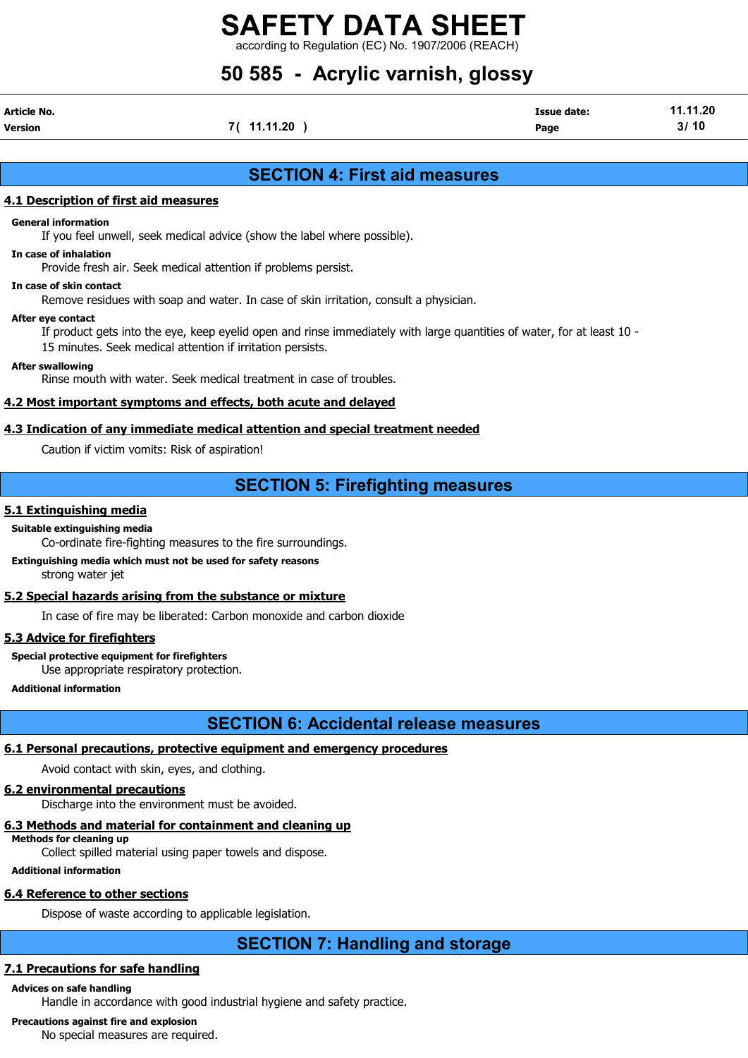## SECTION 4: First aid measures

### 4.1 Description of first aid measures

**General information**

If you feel unwell, seek medical advice (show the label where possible).

**In case of inhalation**

Provide fresh air. Seek medical attention if problems persist.

**In case of skin contact**

Remove residues with soap and water. In case of skin irritation, consult a physician.

**After eye contact**

If product gets into the eye, keep eyelid open and rinse immediately with large quantities of water, for at least 10 - 15 minutes. Seek medical attention if irritation persists.

**After swallowing**

Rinse mouth with water. Seek medical treatment in case of troubles.

### 4.2 Most important symptoms and effects, both acute and delayed

### 4.3 Indication of any immediate medical attention and special treatment needed

Caution if victim vomits: Risk of aspiration!

## SECTION 5: Firefighting measures

### 5.1 Extinguishing media

**Suitable extinguishing media**

Co-ordinate fire-fighting measures to the fire surroundings.

**Extinguishing media which must not be used for safety reasons**

strong water jet

### 5.2 Special hazards arising from the substance or mixture

In case of fire may be liberated: Carbon monoxide and carbon dioxide

### 5.3 Advice for firefighters

**Special protective equipment for firefighters**

Use appropriate respiratory protection.

**Additional information**

## SECTION 6: Accidental release measures

### 6.1 Personal precautions, protective equipment and emergency procedures

Avoid contact with skin, eyes, and clothing.

### 6.2 environmental precautions

Discharge into the environment must be avoided.

### 6.3 Methods and material for containment and cleaning up

**Methods for cleaning up**

Collect spilled material using paper towels and dispose.

**Additional information**

### 6.4 Reference to other sections

Dispose of waste according to applicable legislation.

## SECTION 7: Handling and storage

### 7.1 Precautions for safe handling

**Advices on safe handling**

Handle in accordance with good industrial hygiene and safety practice.

**Precautions against fire and explosion**

No special measures are required.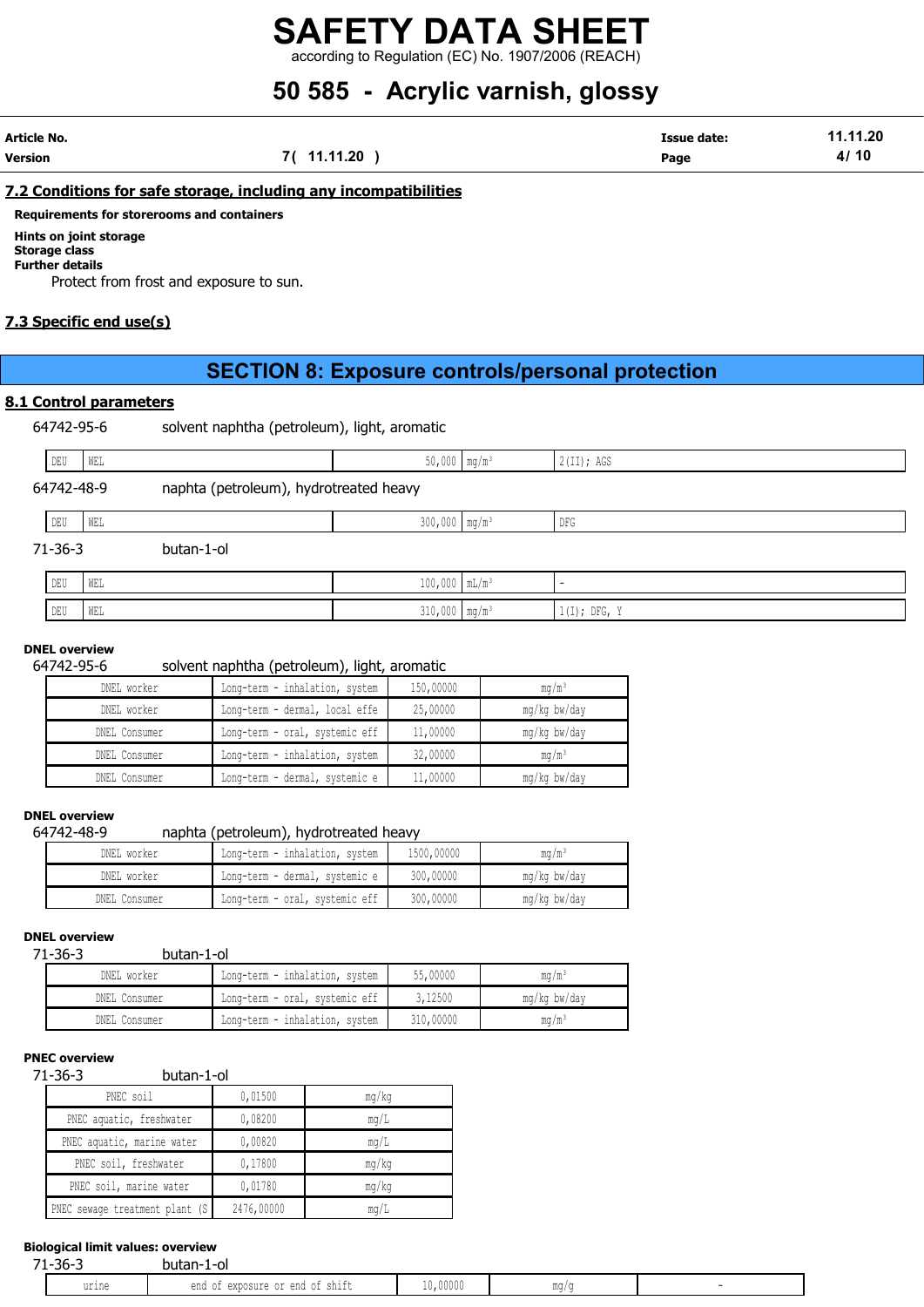# SAFETY DATA SHEET

according to Regulation (EC) No. 1907/2006 (REACH)

# 50 585 - Acrylic varnish, glossy

| Article No. | | Issue date: | 11.11.20 |
|---|---|---|---|
| Version | 7 ( 11.11.20 ) | Page | 4 / 10 |

## 7.2 Conditions for safe storage, including any incompatibilities

**Requirements for storerooms and containers**

**Hints on joint storage**
**Storage class**
**Further details**

Protect from frost and exposure to sun.

## 7.3 Specific end use(s)

# SECTION 8: Exposure controls/personal protection

## 8.1 Control parameters

64742-95-6 solvent naphtha (petroleum), light, aromatic

| DEU | WEL | 50,000 | mg/m³ | 2(II); AGS |
|---|---|---|---|---|

64742-48-9 naphta (petroleum), hydrotreated heavy

| DEU | WEL | 300,000 | mg/m³ | DFG |
|---|---|---|---|---|

71-36-3 butan-1-ol

| DEU | WEL | 100,000 | mL/m³ | - |
|---|---|---|---|---|
| DEU | WEL | 310,000 | mg/m³ | 1(I); DFG, Y |

**DNEL overview**

64742-95-6 solvent naphtha (petroleum), light, aromatic

| DNEL worker | Long-term - inhalation, system | 150,00000 | mg/m³ |
|---|---|---|---|
| DNEL worker | Long-term - dermal, local effe | 25,00000 | mg/kg bw/day |
| DNEL Consumer | Long-term - oral, systemic eff | 11,00000 | mg/kg bw/day |
| DNEL Consumer | Long-term - inhalation, system | 32,00000 | mg/m³ |
| DNEL Consumer | Long-term - dermal, systemic e | 11,00000 | mg/kg bw/day |

**DNEL overview**

64742-48-9 naphta (petroleum), hydrotreated heavy

| DNEL worker | Long-term - inhalation, system | 1500,00000 | mg/m³ |
|---|---|---|---|
| DNEL worker | Long-term - dermal, systemic e | 300,00000 | mg/kg bw/day |
| DNEL Consumer | Long-term - oral, systemic eff | 300,00000 | mg/kg bw/day |

**DNEL overview**

71-36-3 butan-1-ol

| DNEL worker | Long-term - inhalation, system | 55,00000 | mg/m³ |
|---|---|---|---|
| DNEL Consumer | Long-term - oral, systemic eff | 3,12500 | mg/kg bw/day |
| DNEL Consumer | Long-term - inhalation, system | 310,00000 | mg/m³ |

**PNEC overview**

71-36-3 butan-1-ol

| PNEC soil | 0,01500 | mg/kg |
|---|---|---|
| PNEC aquatic, freshwater | 0,08200 | mg/L |
| PNEC aquatic, marine water | 0,00820 | mg/L |
| PNEC soil, freshwater | 0,17800 | mg/kg |
| PNEC soil, marine water | 0,01780 | mg/kg |
| PNEC sewage treatment plant (S | 2476,00000 | mg/L |

**Biological limit values: overview**

71-36-3 butan-1-ol

| urine | end of exposure or end of shift | 10,00000 | mg/g | - |
|---|---|---|---|---|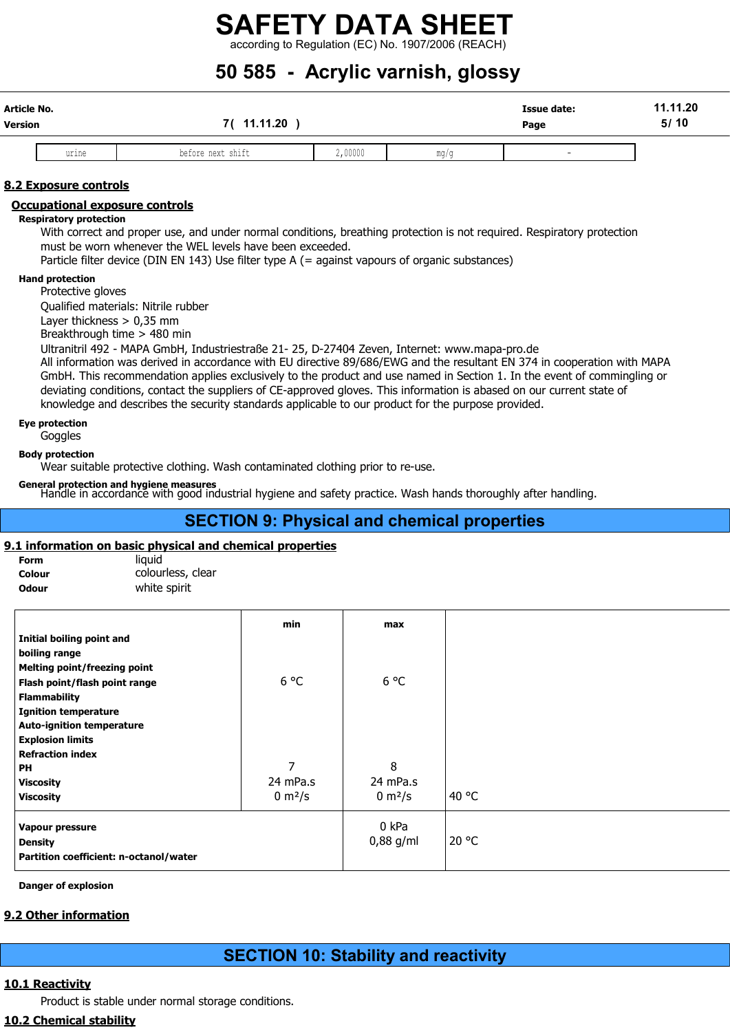| urine | before next shift | 2,00000 | mg/g | - |
|---|---|---|---|---|

## 8.2 Exposure controls

### Occupational exposure controls

**Respiratory protection**

With correct and proper use, and under normal conditions, breathing protection is not required. Respiratory protection must be worn whenever the WEL levels have been exceeded.
Particle filter device (DIN EN 143) Use filter type A (= against vapours of organic substances)

**Hand protection**

Protective gloves
Qualified materials: Nitrile rubber
Layer thickness > 0,35 mm
Breakthrough time > 480 min
Ultranitril 492 - MAPA GmbH, Industriestraße 21- 25, D-27404 Zeven, Internet: www.mapa-pro.de
All information was derived in accordance with EU directive 89/686/EWG and the resultant EN 374 in cooperation with MAPA GmbH. This recommendation applies exclusively to the product and use named in Section 1. In the event of commingling or deviating conditions, contact the suppliers of CE-approved gloves. This information is abased on our current state of knowledge and describes the security standards applicable to our product for the purpose provided.

**Eye protection**

Goggles

**Body protection**

Wear suitable protective clothing. Wash contaminated clothing prior to re-use.

**General protection and hygiene measures**

Handle in accordance with good industrial hygiene and safety practice. Wash hands thoroughly after handling.

# SECTION 9: Physical and chemical properties

## 9.1 information on basic physical and chemical properties

**Form** liquid
**Colour** colourless, clear
**Odour** white spirit

| | min | max | |
|---|---|---|---|
| **Initial boiling point and boiling range** | | | |
| **Melting point/freezing point** | | | |
| **Flash point/flash point range** | 6 °C | 6 °C | |
| **Flammability** | | | |
| **Ignition temperature** | | | |
| **Auto-ignition temperature** | | | |
| **Explosion limits** | | | |
| **Refraction index** | | | |
| **PH** | 7 | 8 | |
| **Viscosity** | 24 mPa.s | 24 mPa.s | |
| **Viscosity** | 0 m²/s | 0 m²/s | 40 °C |
| **Vapour pressure** | | 0 kPa | |
| **Density** | | 0,88 g/ml | 20 °C |
| **Partition coefficient: n-octanol/water** | | | |

**Danger of explosion**

## 9.2 Other information

# SECTION 10: Stability and reactivity

## 10.1 Reactivity

Product is stable under normal storage conditions.

## 10.2 Chemical stability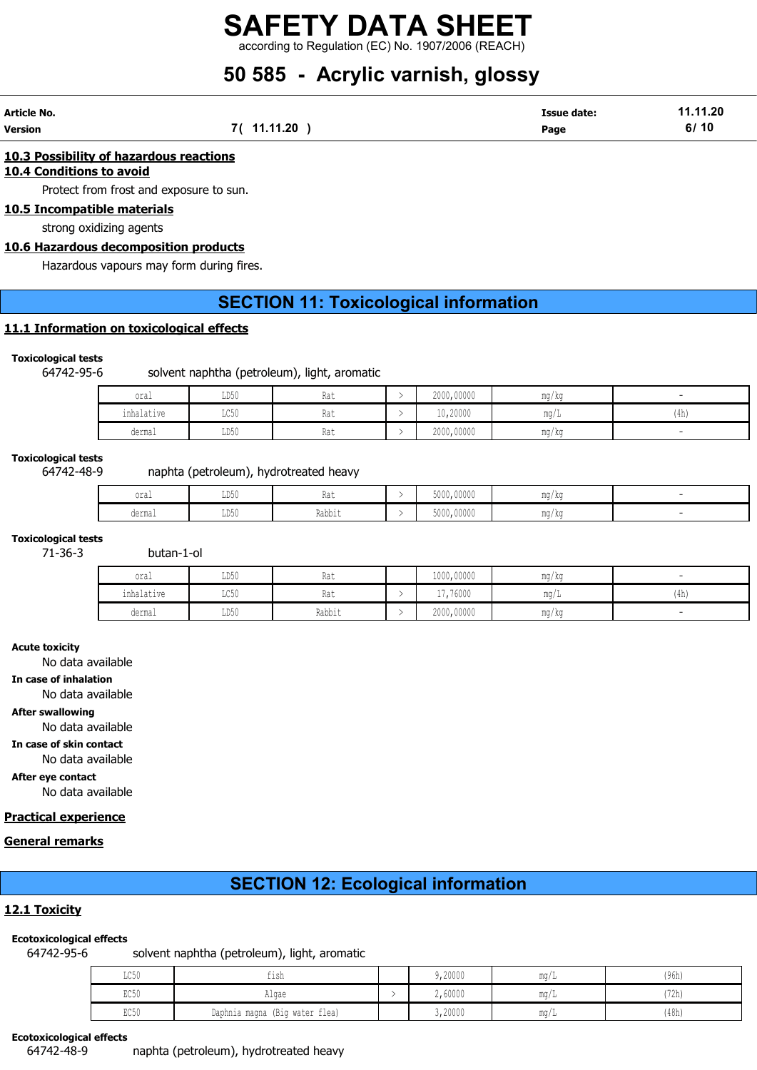### 10.3 Possibility of hazardous reactions

### 10.4 Conditions to avoid

Protect from frost and exposure to sun.

### 10.5 Incompatible materials

strong oxidizing agents

### 10.6 Hazardous decomposition products

Hazardous vapours may form during fires.

## SECTION 11: Toxicological information

### 11.1 Information on toxicological effects

**Toxicological tests**

64742-95-6 solvent naphtha (petroleum), light, aromatic

| | | | | | | |
|---|---|---|---|---|---|---|
| oral | LD50 | Rat | > | 2000,00000 | mg/kg | - |
| inhalative | LC50 | Rat | > | 10,20000 | mg/L | (4h) |
| dermal | LD50 | Rat | > | 2000,00000 | mg/kg | - |

**Toxicological tests**

64742-48-9 naphta (petroleum), hydrotreated heavy

| | | | | | | |
|---|---|---|---|---|---|---|
| oral | LD50 | Rat | > | 5000,00000 | mg/kg | - |
| dermal | LD50 | Rabbit | > | 5000,00000 | mg/kg | - |

**Toxicological tests**

71-36-3 butan-1-ol

| | | | | | | |
|---|---|---|---|---|---|---|
| oral | LD50 | Rat | | 1000,00000 | mg/kg | - |
| inhalative | LC50 | Rat | > | 17,76000 | mg/L | (4h) |
| dermal | LD50 | Rabbit | > | 2000,00000 | mg/kg | - |

**Acute toxicity**

No data available

**In case of inhalation**

No data available

**After swallowing**

No data available

**In case of skin contact**

No data available

**After eye contact**

No data available

### Practical experience

### General remarks

## SECTION 12: Ecological information

### 12.1 Toxicity

**Ecotoxicological effects**

64742-95-6 solvent naphtha (petroleum), light, aromatic

| | | | | | |
|---|---|---|---|---|---|
| LC50 | fish | | 9,20000 | mg/L | (96h) |
| EC50 | Algae | > | 2,60000 | mg/L | (72h) |
| EC50 | Daphnia magna (Big water flea) | | 3,20000 | mg/L | (48h) |

**Ecotoxicological effects**

64742-48-9 naphta (petroleum), hydrotreated heavy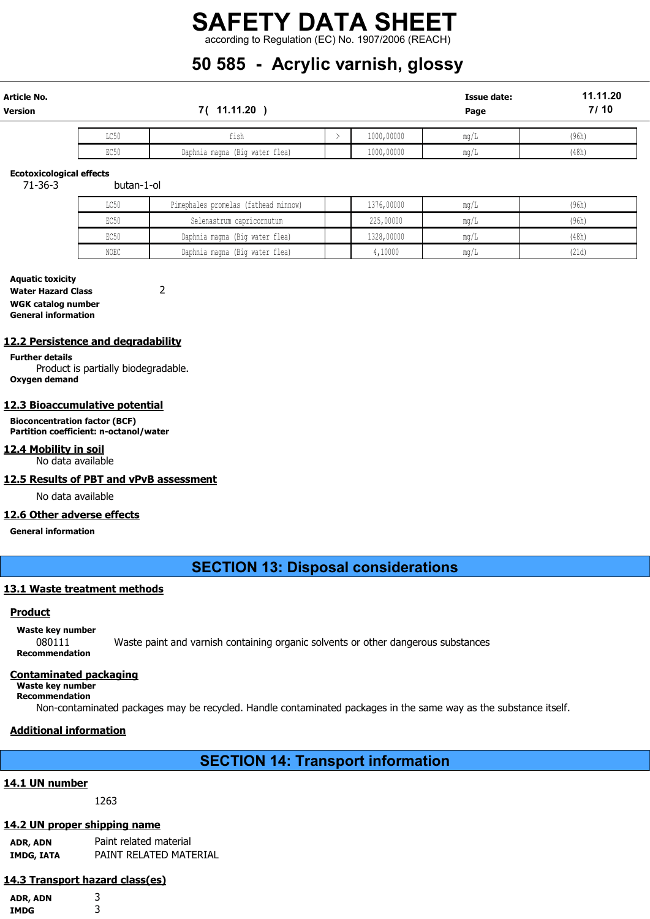| LC50 | fish | > | 1000,00000 | mg/L | (96h) |
| --- | --- | --- | --- | --- | --- |
| EC50 | Daphnia magna (Big water flea) | | 1000,00000 | mg/L | (48h) |

**Ecotoxicological effects**

71-36-3 butan-1-ol

| LC50 | Pimephales promelas (fathead minnow) | | 1376,00000 | mg/L | (96h) |
| --- | --- | --- | --- | --- | --- |
| EC50 | Selenastrum capricornutum | | 225,00000 | mg/L | (96h) |
| EC50 | Daphnia magna (Big water flea) | | 1328,00000 | mg/L | (48h) |
| NOEC | Daphnia magna (Big water flea) | | 4,10000 | mg/L | (21d) |

**Aquatic toxicity**

**Water Hazard Class** 2

**WGK catalog number**

**General information**

## 12.2 Persistence and degradability

**Further details**

Product is partially biodegradable.

**Oxygen demand**

## 12.3 Bioaccumulative potential

**Bioconcentration factor (BCF)**

**Partition coefficient: n-octanol/water**

## 12.4 Mobility in soil

No data available

## 12.5 Results of PBT and vPvB assessment

No data available

## 12.6 Other adverse effects

**General information**

# SECTION 13: Disposal considerations

## 13.1 Waste treatment methods

### Product

**Waste key number**

080111 Waste paint and varnish containing organic solvents or other dangerous substances

**Recommendation**

### Contaminated packaging

**Waste key number**

**Recommendation**

Non-contaminated packages may be recycled. Handle contaminated packages in the same way as the substance itself.

### Additional information

# SECTION 14: Transport information

## 14.1 UN number

1263

## 14.2 UN proper shipping name

**ADR, ADN** Paint related material

**IMDG, IATA** PAINT RELATED MATERIAL

## 14.3 Transport hazard class(es)

**ADR, ADN** 3

**IMDG** 3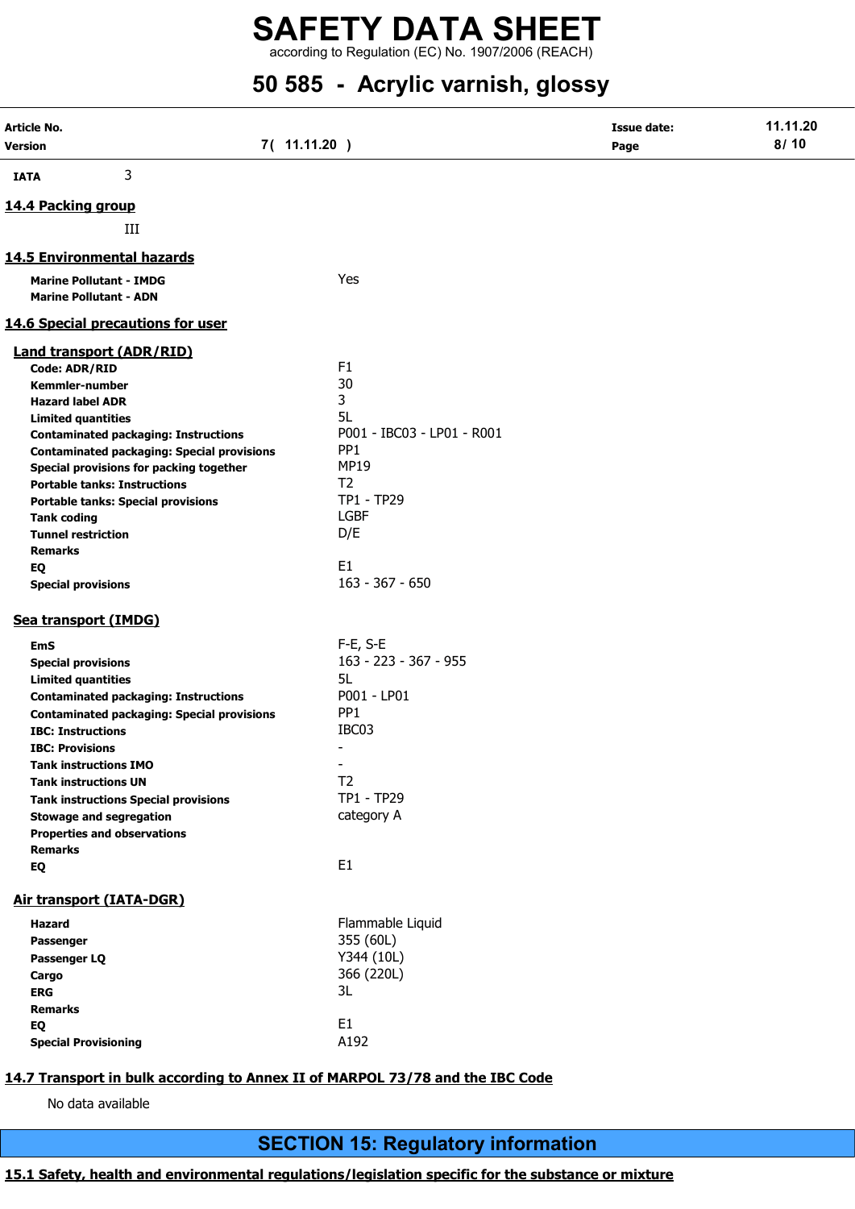| | |
|---|---|
| **IATA** | 3 |

## 14.4 Packing group

III

## 14.5 Environmental hazards

| | |
|---|---|
| **Marine Pollutant - IMDG** | Yes |
| **Marine Pollutant - ADN** | |

## 14.6 Special precautions for user

### Land transport (ADR/RID)

| | |
|---|---|
| **Code: ADR/RID** | F1 |
| **Kemmler-number** | 30 |
| **Hazard label ADR** | 3 |
| **Limited quantities** | 5L |
| **Contaminated packaging: Instructions** | P001 - IBC03 - LP01 - R001 |
| **Contaminated packaging: Special provisions** | PP1 |
| **Special provisions for packing together** | MP19 |
| **Portable tanks: Instructions** | T2 |
| **Portable tanks: Special provisions** | TP1 - TP29 |
| **Tank coding** | LGBF |
| **Tunnel restriction** | D/E |
| **Remarks** | |
| **EQ** | E1 |
| **Special provisions** | 163 - 367 - 650 |

### Sea transport (IMDG)

| | |
|---|---|
| **EmS** | F-E, S-E |
| **Special provisions** | 163 - 223 - 367 - 955 |
| **Limited quantities** | 5L |
| **Contaminated packaging: Instructions** | P001 - LP01 |
| **Contaminated packaging: Special provisions** | PP1 |
| **IBC: Instructions** | IBC03 |
| **IBC: Provisions** | - |
| **Tank instructions IMO** | - |
| **Tank instructions UN** | T2 |
| **Tank instructions Special provisions** | TP1 - TP29 |
| **Stowage and segregation** | category A |
| **Properties and observations** | |
| **Remarks** | |
| **EQ** | E1 |

### Air transport (IATA-DGR)

| | |
|---|---|
| **Hazard** | Flammable Liquid |
| **Passenger** | 355 (60L) |
| **Passenger LQ** | Y344 (10L) |
| **Cargo** | 366 (220L) |
| **ERG** | 3L |
| **Remarks** | |
| **EQ** | E1 |
| **Special Provisioning** | A192 |

## 14.7 Transport in bulk according to Annex II of MARPOL 73/78 and the IBC Code

No data available

# SECTION 15: Regulatory information

## 15.1 Safety, health and environmental regulations/legislation specific for the substance or mixture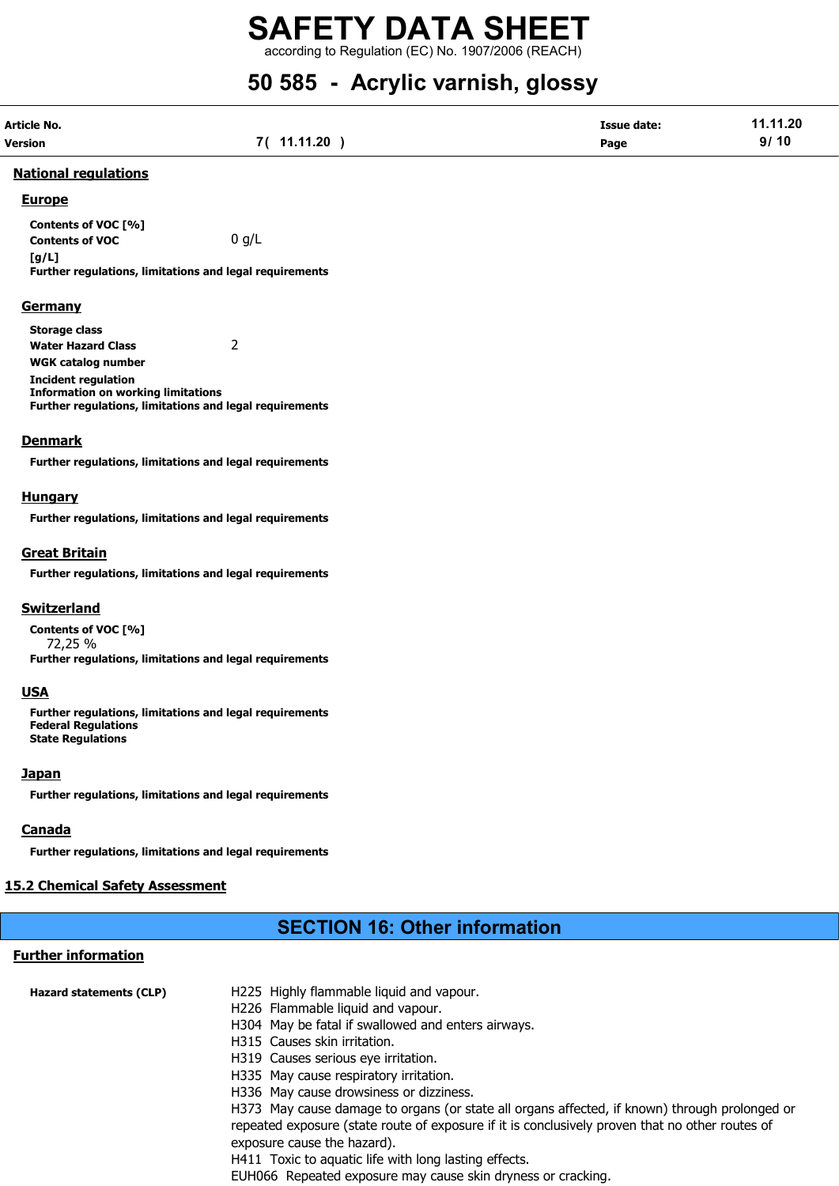## National regulations

### Europe

**Contents of VOC [%]**

**Contents of VOC [g/L]** 0 g/L

**Further regulations, limitations and legal requirements**

### Germany

**Storage class**

**Water Hazard Class** 2

**WGK catalog number**

**Incident regulation**

**Information on working limitations**

**Further regulations, limitations and legal requirements**

### Denmark

**Further regulations, limitations and legal requirements**

### Hungary

**Further regulations, limitations and legal requirements**

### Great Britain

**Further regulations, limitations and legal requirements**

### Switzerland

**Contents of VOC [%]**

72,25 %

**Further regulations, limitations and legal requirements**

### USA

**Further regulations, limitations and legal requirements**

**Federal Regulations**

**State Regulations**

### Japan

**Further regulations, limitations and legal requirements**

### Canada

**Further regulations, limitations and legal requirements**

## 15.2 Chemical Safety Assessment

# SECTION 16: Other information

## Further information

**Hazard statements (CLP)**

H225 Highly flammable liquid and vapour.
H226 Flammable liquid and vapour.
H304 May be fatal if swallowed and enters airways.
H315 Causes skin irritation.
H319 Causes serious eye irritation.
H335 May cause respiratory irritation.
H336 May cause drowsiness or dizziness.
H373 May cause damage to organs (or state all organs affected, if known) through prolonged or repeated exposure (state route of exposure if it is conclusively proven that no other routes of exposure cause the hazard).
H411 Toxic to aquatic life with long lasting effects.
EUH066 Repeated exposure may cause skin dryness or cracking.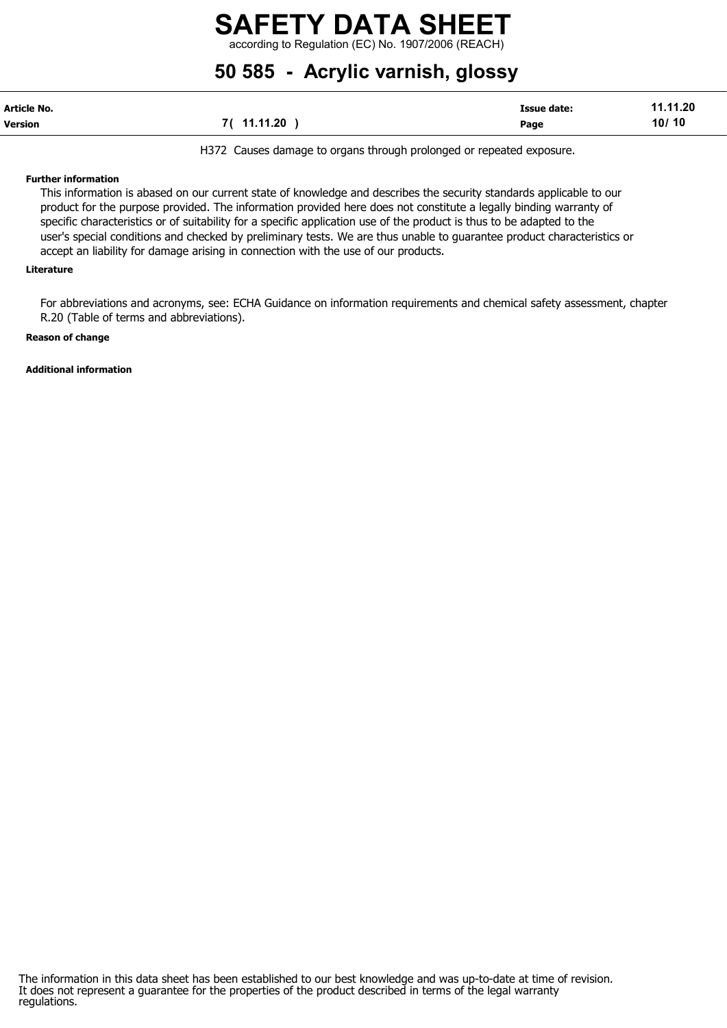H372 Causes damage to organs through prolonged or repeated exposure.

**Further information**

This information is abased on our current state of knowledge and describes the security standards applicable to our product for the purpose provided. The information provided here does not constitute a legally binding warranty of specific characteristics or of suitability for a specific application use of the product is thus to be adapted to the user's special conditions and checked by preliminary tests. We are thus unable to guarantee product characteristics or accept an liability for damage arising in connection with the use of our products.

**Literature**

For abbreviations and acronyms, see: ECHA Guidance on information requirements and chemical safety assessment, chapter R.20 (Table of terms and abbreviations).

**Reason of change**

**Additional information**

The information in this data sheet has been established to our best knowledge and was up-to-date at time of revision. It does not represent a guarantee for the properties of the product described in terms of the legal warranty regulations.